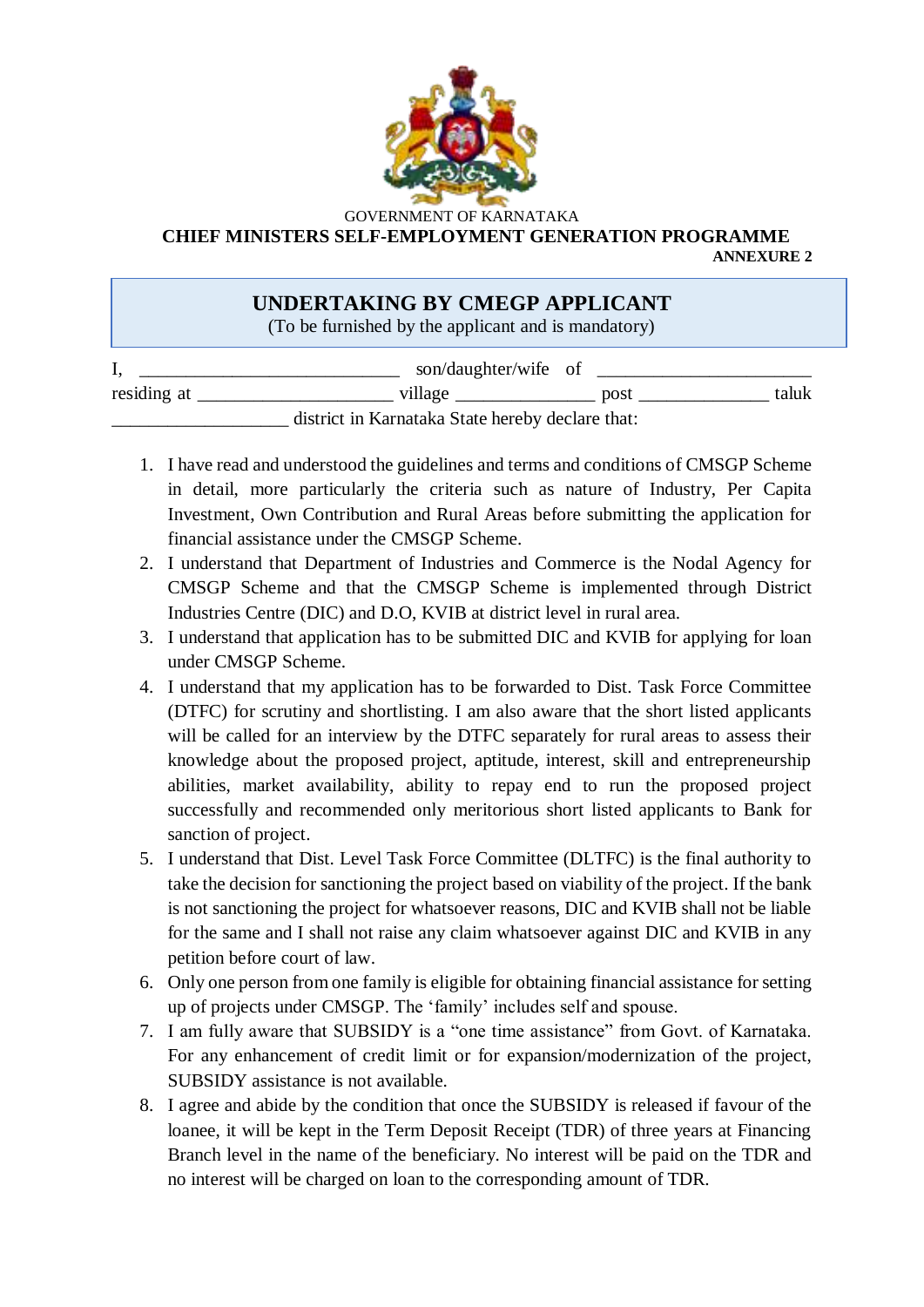GOVERNMENT OF KARNATAKA

**CHIEF MINISTERS SELF-EMPLOYMENT GENERATION PROGRAMME**

**ANNEXURE 2**

## UNDERTAKING BY CMEGP APPLICANT

(To be furnished by the applicant and is mandatory)

I, ___________________________ son/daughter/wife of ______________________ residing at ____________________ village ______________ post _____________ taluk __________________ district in Karnataka State hereby declare that:

1. I have read and understood the guidelines and terms and conditions of CMSGP Scheme in detail, more particularly the criteria such as nature of Industry, Per Capita Investment, Own Contribution and Rural Areas before submitting the application for financial assistance under the CMSGP Scheme.
2. I understand that Department of Industries and Commerce is the Nodal Agency for CMSGP Scheme and that the CMSGP Scheme is implemented through District Industries Centre (DIC) and D.O, KVIB at district level in rural area.
3. I understand that application has to be submitted DIC and KVIB for applying for loan under CMSGP Scheme.
4. I understand that my application has to be forwarded to Dist. Task Force Committee (DTFC) for scrutiny and shortlisting. I am also aware that the short listed applicants will be called for an interview by the DTFC separately for rural areas to assess their knowledge about the proposed project, aptitude, interest, skill and entrepreneurship abilities, market availability, ability to repay end to run the proposed project successfully and recommended only meritorious short listed applicants to Bank for sanction of project.
5. I understand that Dist. Level Task Force Committee (DLTFC) is the final authority to take the decision for sanctioning the project based on viability of the project. If the bank is not sanctioning the project for whatsoever reasons, DIC and KVIB shall not be liable for the same and I shall not raise any claim whatsoever against DIC and KVIB in any petition before court of law.
6. Only one person from one family is eligible for obtaining financial assistance for setting up of projects under CMSGP. The 'family' includes self and spouse.
7. I am fully aware that SUBSIDY is a "one time assistance" from Govt. of Karnataka. For any enhancement of credit limit or for expansion/modernization of the project, SUBSIDY assistance is not available.
8. I agree and abide by the condition that once the SUBSIDY is released if favour of the loanee, it will be kept in the Term Deposit Receipt (TDR) of three years at Financing Branch level in the name of the beneficiary. No interest will be paid on the TDR and no interest will be charged on loan to the corresponding amount of TDR.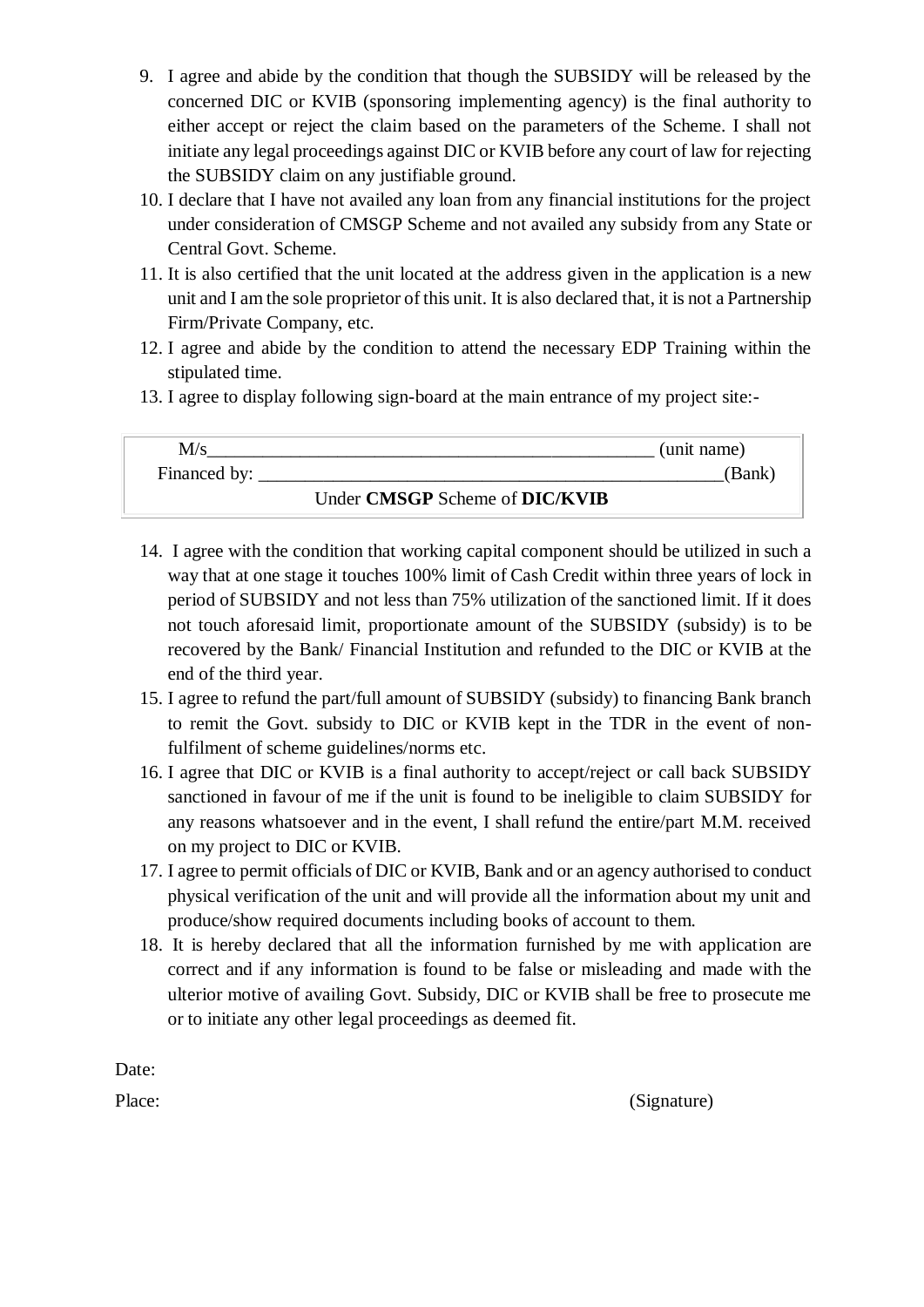9. I agree and abide by the condition that though the SUBSIDY will be released by the concerned DIC or KVIB (sponsoring implementing agency) is the final authority to either accept or reject the claim based on the parameters of the Scheme. I shall not initiate any legal proceedings against DIC or KVIB before any court of law for rejecting the SUBSIDY claim on any justifiable ground.
10. I declare that I have not availed any loan from any financial institutions for the project under consideration of CMSGP Scheme and not availed any subsidy from any State or Central Govt. Scheme.
11. It is also certified that the unit located at the address given in the application is a new unit and I am the sole proprietor of this unit. It is also declared that, it is not a Partnership Firm/Private Company, etc.
12. I agree and abide by the condition to attend the necessary EDP Training within the stipulated time.
13. I agree to display following sign-board at the main entrance of my project site:-

| |
|---|
| M/s_________________________________________________ (unit name) |
| Financed by: ___________________________________________________(Bank) |
| Under **CMSGP** Scheme of **DIC/KVIB** |

14. I agree with the condition that working capital component should be utilized in such a way that at one stage it touches 100% limit of Cash Credit within three years of lock in period of SUBSIDY and not less than 75% utilization of the sanctioned limit. If it does not touch aforesaid limit, proportionate amount of the SUBSIDY (subsidy) is to be recovered by the Bank/ Financial Institution and refunded to the DIC or KVIB at the end of the third year.
15. I agree to refund the part/full amount of SUBSIDY (subsidy) to financing Bank branch to remit the Govt. subsidy to DIC or KVIB kept in the TDR in the event of non-fulfilment of scheme guidelines/norms etc.
16. I agree that DIC or KVIB is a final authority to accept/reject or call back SUBSIDY sanctioned in favour of me if the unit is found to be ineligible to claim SUBSIDY for any reasons whatsoever and in the event, I shall refund the entire/part M.M. received on my project to DIC or KVIB.
17. I agree to permit officials of DIC or KVIB, Bank and or an agency authorised to conduct physical verification of the unit and will provide all the information about my unit and produce/show required documents including books of account to them.
18. It is hereby declared that all the information furnished by me with application are correct and if any information is found to be false or misleading and made with the ulterior motive of availing Govt. Subsidy, DIC or KVIB shall be free to prosecute me or to initiate any other legal proceedings as deemed fit.

Date:

Place: (Signature)